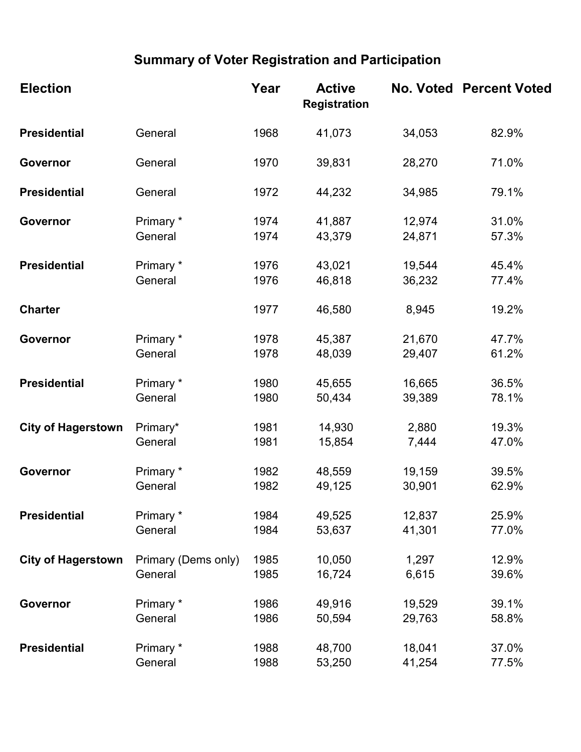## Summary of Voter Registration and Participation

| Election | | Year | Active Registration | No. Voted | Percent Voted |
|---|---|---|---|---|---|
| **Presidential** | General | 1968 | 41,073 | 34,053 | 82.9% |
| **Governor** | General | 1970 | 39,831 | 28,270 | 71.0% |
| **Presidential** | General | 1972 | 44,232 | 34,985 | 79.1% |
| **Governor** | Primary * | 1974 | 41,887 | 12,974 | 31.0% |
| | General | 1974 | 43,379 | 24,871 | 57.3% |
| **Presidential** | Primary * | 1976 | 43,021 | 19,544 | 45.4% |
| | General | 1976 | 46,818 | 36,232 | 77.4% |
| **Charter** | | 1977 | 46,580 | 8,945 | 19.2% |
| **Governor** | Primary * | 1978 | 45,387 | 21,670 | 47.7% |
| | General | 1978 | 48,039 | 29,407 | 61.2% |
| **Presidential** | Primary * | 1980 | 45,655 | 16,665 | 36.5% |
| | General | 1980 | 50,434 | 39,389 | 78.1% |
| **City of Hagerstown** | Primary* | 1981 | 14,930 | 2,880 | 19.3% |
| | General | 1981 | 15,854 | 7,444 | 47.0% |
| **Governor** | Primary * | 1982 | 48,559 | 19,159 | 39.5% |
| | General | 1982 | 49,125 | 30,901 | 62.9% |
| **Presidential** | Primary * | 1984 | 49,525 | 12,837 | 25.9% |
| | General | 1984 | 53,637 | 41,301 | 77.0% |
| **City of Hagerstown** | Primary (Dems only) | 1985 | 10,050 | 1,297 | 12.9% |
| | General | 1985 | 16,724 | 6,615 | 39.6% |
| **Governor** | Primary * | 1986 | 49,916 | 19,529 | 39.1% |
| | General | 1986 | 50,594 | 29,763 | 58.8% |
| **Presidential** | Primary * | 1988 | 48,700 | 18,041 | 37.0% |
| | General | 1988 | 53,250 | 41,254 | 77.5% |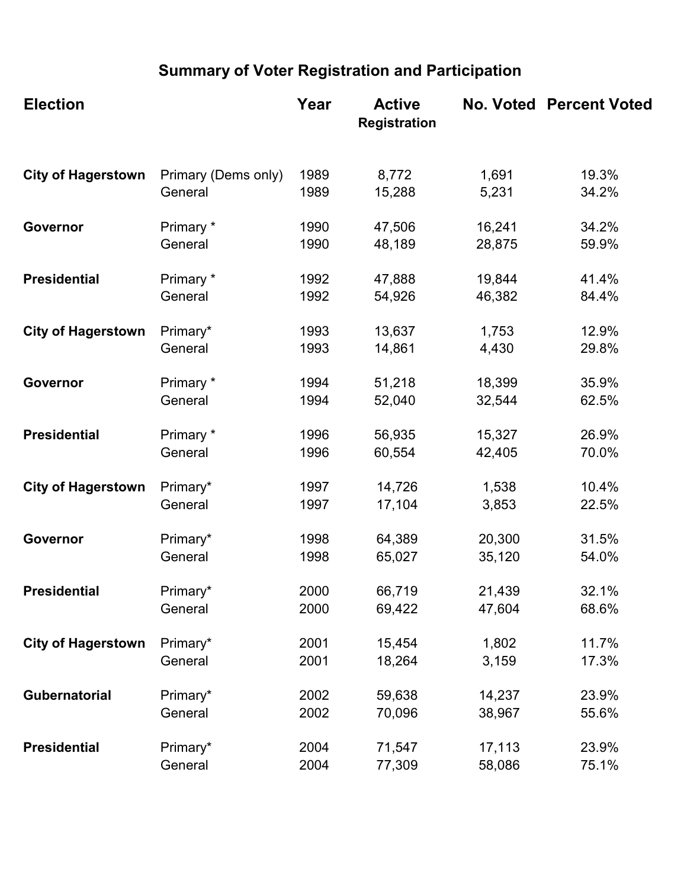## Summary of Voter Registration and Participation

| Election | | Year | Active Registration | No. Voted | Percent Voted |
|---|---|---|---|---|---|
| **City of Hagerstown** | Primary (Dems only) | 1989 | 8,772 | 1,691 | 19.3% |
| | General | 1989 | 15,288 | 5,231 | 34.2% |
| **Governor** | Primary * | 1990 | 47,506 | 16,241 | 34.2% |
| | General | 1990 | 48,189 | 28,875 | 59.9% |
| **Presidential** | Primary * | 1992 | 47,888 | 19,844 | 41.4% |
| | General | 1992 | 54,926 | 46,382 | 84.4% |
| **City of Hagerstown** | Primary* | 1993 | 13,637 | 1,753 | 12.9% |
| | General | 1993 | 14,861 | 4,430 | 29.8% |
| **Governor** | Primary * | 1994 | 51,218 | 18,399 | 35.9% |
| | General | 1994 | 52,040 | 32,544 | 62.5% |
| **Presidential** | Primary * | 1996 | 56,935 | 15,327 | 26.9% |
| | General | 1996 | 60,554 | 42,405 | 70.0% |
| **City of Hagerstown** | Primary* | 1997 | 14,726 | 1,538 | 10.4% |
| | General | 1997 | 17,104 | 3,853 | 22.5% |
| **Governor** | Primary* | 1998 | 64,389 | 20,300 | 31.5% |
| | General | 1998 | 65,027 | 35,120 | 54.0% |
| **Presidential** | Primary* | 2000 | 66,719 | 21,439 | 32.1% |
| | General | 2000 | 69,422 | 47,604 | 68.6% |
| **City of Hagerstown** | Primary* | 2001 | 15,454 | 1,802 | 11.7% |
| | General | 2001 | 18,264 | 3,159 | 17.3% |
| **Gubernatorial** | Primary* | 2002 | 59,638 | 14,237 | 23.9% |
| | General | 2002 | 70,096 | 38,967 | 55.6% |
| **Presidential** | Primary* | 2004 | 71,547 | 17,113 | 23.9% |
| | General | 2004 | 77,309 | 58,086 | 75.1% |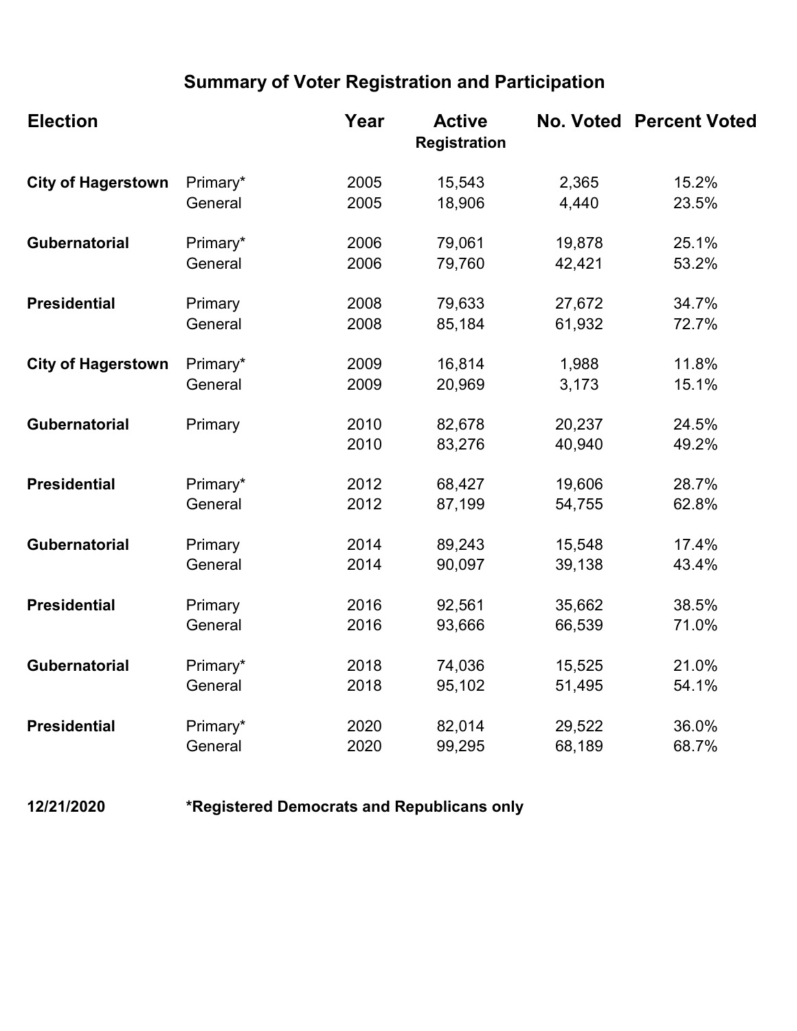## Summary of Voter Registration and Participation

| Election | | Year | Active Registration | No. Voted | Percent Voted |
|---|---|---|---|---|---|
| **City of Hagerstown** | Primary* | 2005 | 15,543 | 2,365 | 15.2% |
| | General | 2005 | 18,906 | 4,440 | 23.5% |
| **Gubernatorial** | Primary* | 2006 | 79,061 | 19,878 | 25.1% |
| | General | 2006 | 79,760 | 42,421 | 53.2% |
| **Presidential** | Primary | 2008 | 79,633 | 27,672 | 34.7% |
| | General | 2008 | 85,184 | 61,932 | 72.7% |
| **City of Hagerstown** | Primary* | 2009 | 16,814 | 1,988 | 11.8% |
| | General | 2009 | 20,969 | 3,173 | 15.1% |
| **Gubernatorial** | Primary | 2010 | 82,678 | 20,237 | 24.5% |
| | | 2010 | 83,276 | 40,940 | 49.2% |
| **Presidential** | Primary* | 2012 | 68,427 | 19,606 | 28.7% |
| | General | 2012 | 87,199 | 54,755 | 62.8% |
| **Gubernatorial** | Primary | 2014 | 89,243 | 15,548 | 17.4% |
| | General | 2014 | 90,097 | 39,138 | 43.4% |
| **Presidential** | Primary | 2016 | 92,561 | 35,662 | 38.5% |
| | General | 2016 | 93,666 | 66,539 | 71.0% |
| **Gubernatorial** | Primary* | 2018 | 74,036 | 15,525 | 21.0% |
| | General | 2018 | 95,102 | 51,495 | 54.1% |
| **Presidential** | Primary* | 2020 | 82,014 | 29,522 | 36.0% |
| | General | 2020 | 99,295 | 68,189 | 68.7% |

**12/21/2020** **\*Registered Democrats and Republicans only**